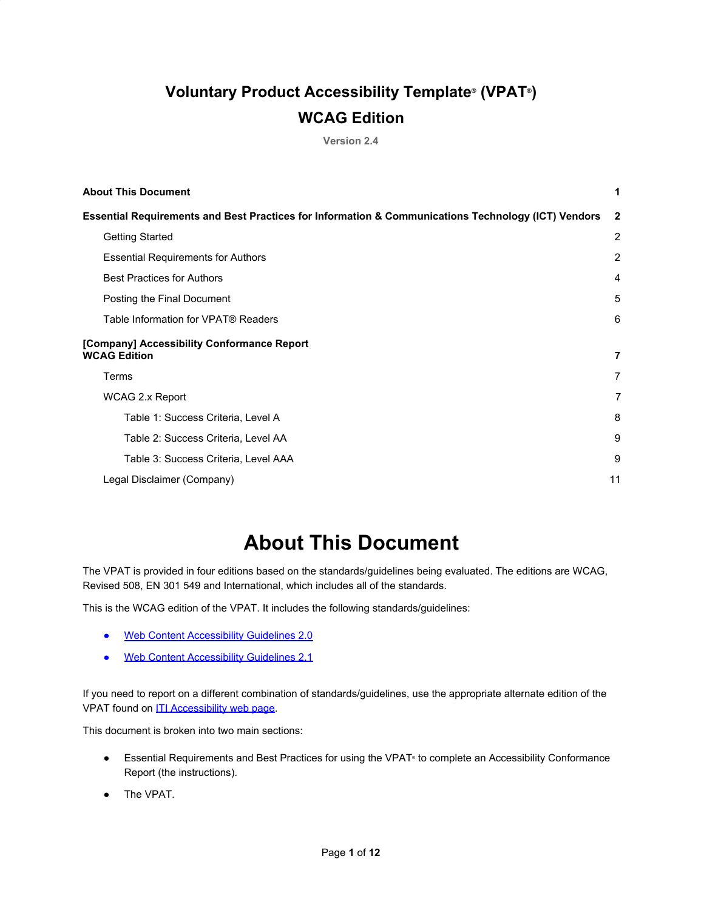# Voluntary Product Accessibility Template® (VPAT®)
# WCAG Edition

**Version 2.4**

| | |
|---|---|
| **About This Document** | **1** |
| **Essential Requirements and Best Practices for Information & Communications Technology (ICT) Vendors** | **2** |
| Getting Started | 2 |
| Essential Requirements for Authors | 2 |
| Best Practices for Authors | 4 |
| Posting the Final Document | 5 |
| Table Information for VPAT® Readers | 6 |
| **[Company] Accessibility Conformance Report WCAG Edition** | **7** |
| Terms | 7 |
| WCAG 2.x Report | 7 |
| Table 1: Success Criteria, Level A | 8 |
| Table 2: Success Criteria, Level AA | 9 |
| Table 3: Success Criteria, Level AAA | 9 |
| Legal Disclaimer (Company) | 11 |

# About This Document

The VPAT is provided in four editions based on the standards/guidelines being evaluated. The editions are WCAG, Revised 508, EN 301 549 and International, which includes all of the standards.

This is the WCAG edition of the VPAT. It includes the following standards/guidelines:

- Web Content Accessibility Guidelines 2.0
- Web Content Accessibility Guidelines 2.1

If you need to report on a different combination of standards/guidelines, use the appropriate alternate edition of the VPAT found on ITI Accessibility web page.

This document is broken into two main sections:

- Essential Requirements and Best Practices for using the VPAT® to complete an Accessibility Conformance Report (the instructions).
- The VPAT.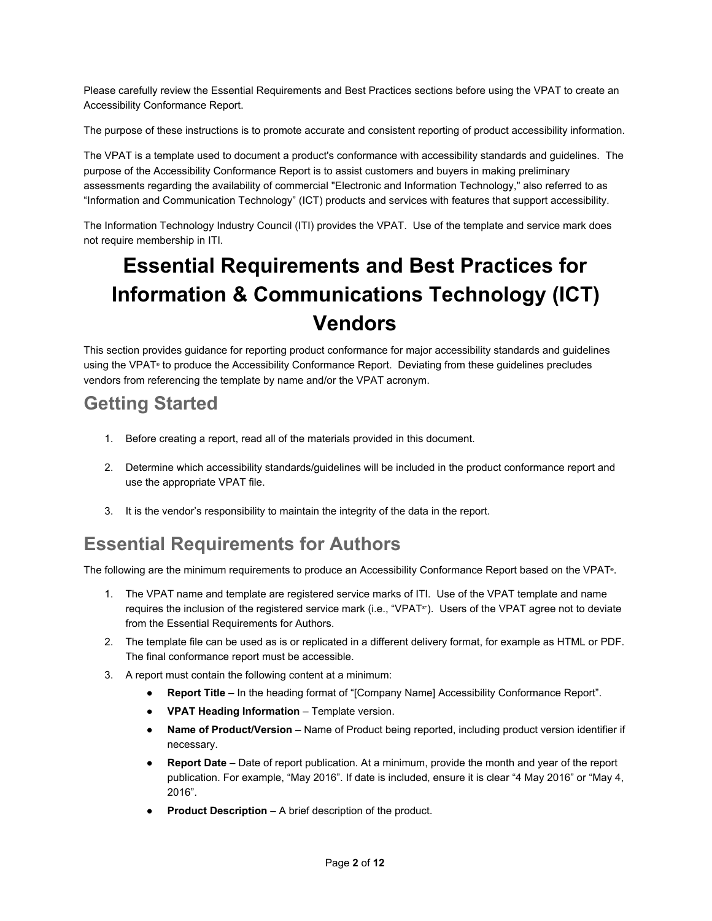Please carefully review the Essential Requirements and Best Practices sections before using the VPAT to create an Accessibility Conformance Report.

The purpose of these instructions is to promote accurate and consistent reporting of product accessibility information.

The VPAT is a template used to document a product's conformance with accessibility standards and guidelines. The purpose of the Accessibility Conformance Report is to assist customers and buyers in making preliminary assessments regarding the availability of commercial "Electronic and Information Technology," also referred to as "Information and Communication Technology" (ICT) products and services with features that support accessibility.

The Information Technology Industry Council (ITI) provides the VPAT. Use of the template and service mark does not require membership in ITI.

# Essential Requirements and Best Practices for Information & Communications Technology (ICT) Vendors

This section provides guidance for reporting product conformance for major accessibility standards and guidelines using the VPAT® to produce the Accessibility Conformance Report. Deviating from these guidelines precludes vendors from referencing the template by name and/or the VPAT acronym.

## Getting Started

1. Before creating a report, read all of the materials provided in this document.
2. Determine which accessibility standards/guidelines will be included in the product conformance report and use the appropriate VPAT file.
3. It is the vendor's responsibility to maintain the integrity of the data in the report.

## Essential Requirements for Authors

The following are the minimum requirements to produce an Accessibility Conformance Report based on the VPAT®.

1. The VPAT name and template are registered service marks of ITI. Use of the VPAT template and name requires the inclusion of the registered service mark (i.e., "VPAT®"). Users of the VPAT agree not to deviate from the Essential Requirements for Authors.
2. The template file can be used as is or replicated in a different delivery format, for example as HTML or PDF. The final conformance report must be accessible.
3. A report must contain the following content at a minimum:
   - **Report Title** – In the heading format of "[Company Name] Accessibility Conformance Report".
   - **VPAT Heading Information** – Template version.
   - **Name of Product/Version** – Name of Product being reported, including product version identifier if necessary.
   - **Report Date** – Date of report publication. At a minimum, provide the month and year of the report publication. For example, "May 2016". If date is included, ensure it is clear "4 May 2016" or "May 4, 2016".
   - **Product Description** – A brief description of the product.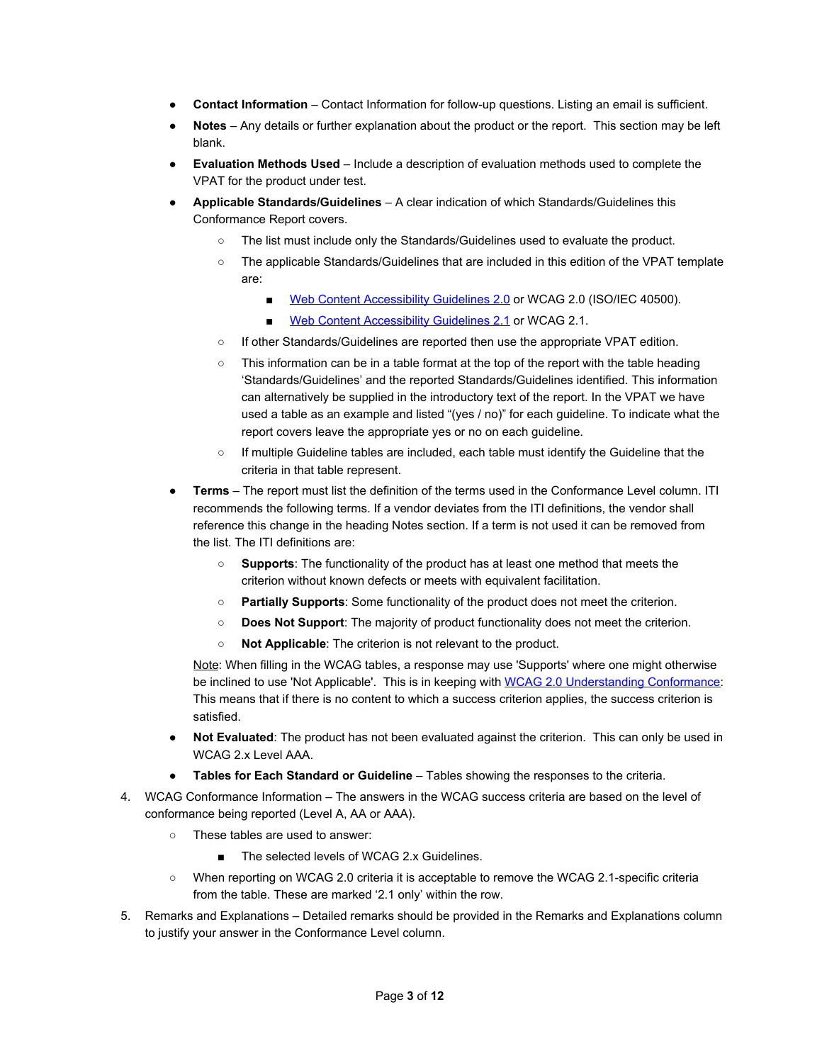- **Contact Information** – Contact Information for follow-up questions. Listing an email is sufficient.
- **Notes** – Any details or further explanation about the product or the report. This section may be left blank.
- **Evaluation Methods Used** – Include a description of evaluation methods used to complete the VPAT for the product under test.
- **Applicable Standards/Guidelines** – A clear indication of which Standards/Guidelines this Conformance Report covers.
    - The list must include only the Standards/Guidelines used to evaluate the product.
    - The applicable Standards/Guidelines that are included in this edition of the VPAT template are:
        - [Web Content Accessibility Guidelines 2.0](#) or WCAG 2.0 (ISO/IEC 40500).
        - [Web Content Accessibility Guidelines 2.1](#) or WCAG 2.1.
    - If other Standards/Guidelines are reported then use the appropriate VPAT edition.
    - This information can be in a table format at the top of the report with the table heading 'Standards/Guidelines' and the reported Standards/Guidelines identified. This information can alternatively be supplied in the introductory text of the report. In the VPAT we have used a table as an example and listed "(yes / no)" for each guideline. To indicate what the report covers leave the appropriate yes or no on each guideline.
    - If multiple Guideline tables are included, each table must identify the Guideline that the criteria in that table represent.
- **Terms** – The report must list the definition of the terms used in the Conformance Level column. ITI recommends the following terms. If a vendor deviates from the ITI definitions, the vendor shall reference this change in the heading Notes section. If a term is not used it can be removed from the list. The ITI definitions are:
    - **Supports**: The functionality of the product has at least one method that meets the criterion without known defects or meets with equivalent facilitation.
    - **Partially Supports**: Some functionality of the product does not meet the criterion.
    - **Does Not Support**: The majority of product functionality does not meet the criterion.
    - **Not Applicable**: The criterion is not relevant to the product.

  Note: When filling in the WCAG tables, a response may use 'Supports' where one might otherwise be inclined to use 'Not Applicable'. This is in keeping with [WCAG 2.0 Understanding Conformance](#): This means that if there is no content to which a success criterion applies, the success criterion is satisfied.
- **Not Evaluated**: The product has not been evaluated against the criterion. This can only be used in WCAG 2.x Level AAA.
- **Tables for Each Standard or Guideline** – Tables showing the responses to the criteria.

4. WCAG Conformance Information – The answers in the WCAG success criteria are based on the level of conformance being reported (Level A, AA or AAA).
    - These tables are used to answer:
        - The selected levels of WCAG 2.x Guidelines.
    - When reporting on WCAG 2.0 criteria it is acceptable to remove the WCAG 2.1-specific criteria from the table. These are marked '2.1 only' within the row.
5. Remarks and Explanations – Detailed remarks should be provided in the Remarks and Explanations column to justify your answer in the Conformance Level column.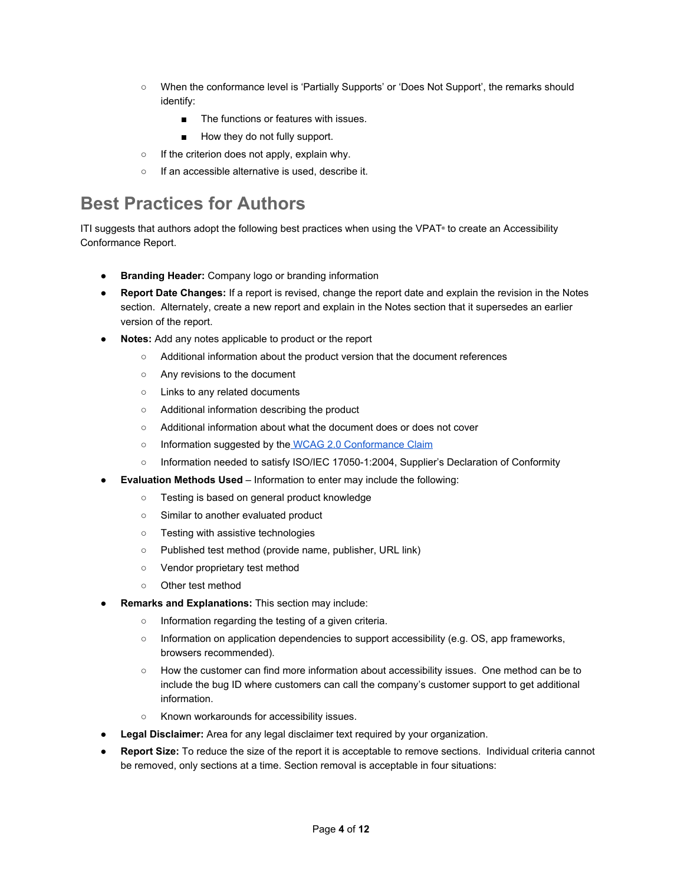- When the conformance level is 'Partially Supports' or 'Does Not Support', the remarks should identify:
      - The functions or features with issues.
      - How they do not fully support.
   - If the criterion does not apply, explain why.
   - If an accessible alternative is used, describe it.

## Best Practices for Authors

ITI suggests that authors adopt the following best practices when using the VPAT® to create an Accessibility Conformance Report.

- **Branding Header:** Company logo or branding information
- **Report Date Changes:** If a report is revised, change the report date and explain the revision in the Notes section. Alternately, create a new report and explain in the Notes section that it supersedes an earlier version of the report.
- **Notes:** Add any notes applicable to product or the report
   - Additional information about the product version that the document references
   - Any revisions to the document
   - Links to any related documents
   - Additional information describing the product
   - Additional information about what the document does or does not cover
   - Information suggested by the WCAG 2.0 Conformance Claim
   - Information needed to satisfy ISO/IEC 17050-1:2004, Supplier's Declaration of Conformity
- **Evaluation Methods Used** – Information to enter may include the following:
   - Testing is based on general product knowledge
   - Similar to another evaluated product
   - Testing with assistive technologies
   - Published test method (provide name, publisher, URL link)
   - Vendor proprietary test method
   - Other test method
- **Remarks and Explanations:** This section may include:
   - Information regarding the testing of a given criteria.
   - Information on application dependencies to support accessibility (e.g. OS, app frameworks, browsers recommended).
   - How the customer can find more information about accessibility issues. One method can be to include the bug ID where customers can call the company's customer support to get additional information.
   - Known workarounds for accessibility issues.
- **Legal Disclaimer:** Area for any legal disclaimer text required by your organization.
- **Report Size:** To reduce the size of the report it is acceptable to remove sections. Individual criteria cannot be removed, only sections at a time. Section removal is acceptable in four situations: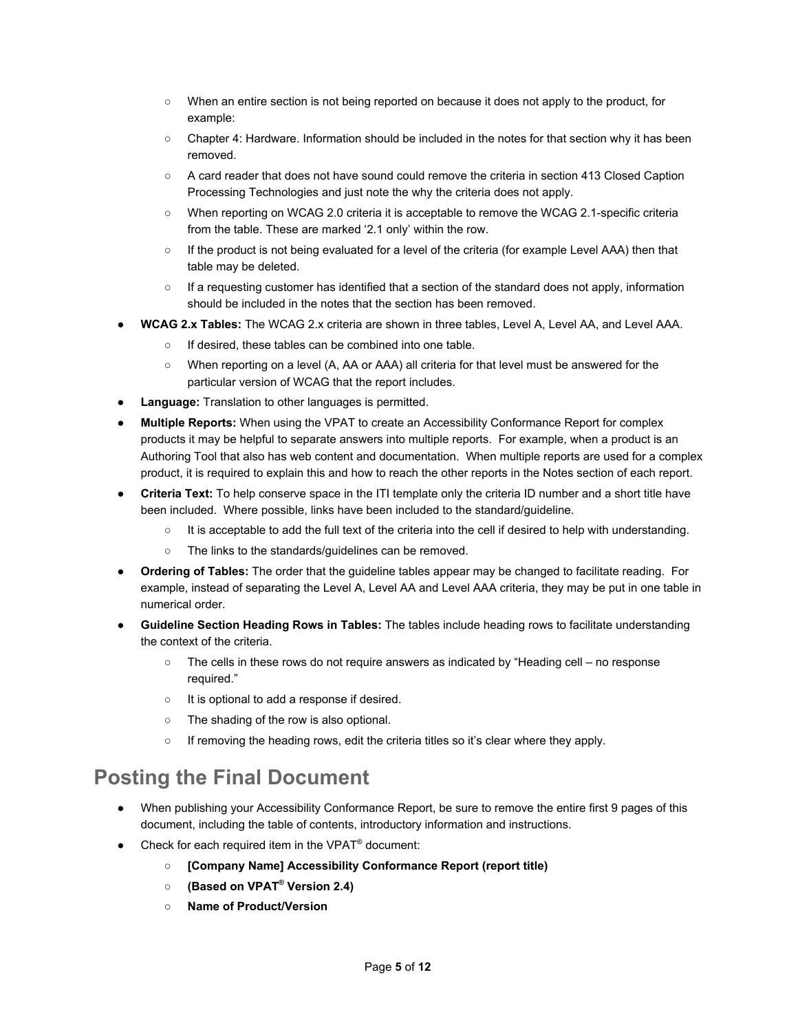- When an entire section is not being reported on because it does not apply to the product, for example:
- Chapter 4: Hardware. Information should be included in the notes for that section why it has been removed.
- A card reader that does not have sound could remove the criteria in section 413 Closed Caption Processing Technologies and just note the why the criteria does not apply.
- When reporting on WCAG 2.0 criteria it is acceptable to remove the WCAG 2.1-specific criteria from the table. These are marked '2.1 only' within the row.
- If the product is not being evaluated for a level of the criteria (for example Level AAA) then that table may be deleted.
- If a requesting customer has identified that a section of the standard does not apply, information should be included in the notes that the section has been removed.

- **WCAG 2.x Tables:** The WCAG 2.x criteria are shown in three tables, Level A, Level AA, and Level AAA.
  - If desired, these tables can be combined into one table.
  - When reporting on a level (A, AA or AAA) all criteria for that level must be answered for the particular version of WCAG that the report includes.
- **Language:** Translation to other languages is permitted.
- **Multiple Reports:** When using the VPAT to create an Accessibility Conformance Report for complex products it may be helpful to separate answers into multiple reports. For example, when a product is an Authoring Tool that also has web content and documentation. When multiple reports are used for a complex product, it is required to explain this and how to reach the other reports in the Notes section of each report.
- **Criteria Text:** To help conserve space in the ITI template only the criteria ID number and a short title have been included. Where possible, links have been included to the standard/guideline.
  - It is acceptable to add the full text of the criteria into the cell if desired to help with understanding.
  - The links to the standards/guidelines can be removed.
- **Ordering of Tables:** The order that the guideline tables appear may be changed to facilitate reading. For example, instead of separating the Level A, Level AA and Level AAA criteria, they may be put in one table in numerical order.
- **Guideline Section Heading Rows in Tables:** The tables include heading rows to facilitate understanding the context of the criteria.
  - The cells in these rows do not require answers as indicated by "Heading cell – no response required."
  - It is optional to add a response if desired.
  - The shading of the row is also optional.
  - If removing the heading rows, edit the criteria titles so it's clear where they apply.

## Posting the Final Document

- When publishing your Accessibility Conformance Report, be sure to remove the entire first 9 pages of this document, including the table of contents, introductory information and instructions.
- Check for each required item in the VPAT® document:
  - **[Company Name] Accessibility Conformance Report (report title)**
  - **(Based on VPAT® Version 2.4)**
  - **Name of Product/Version**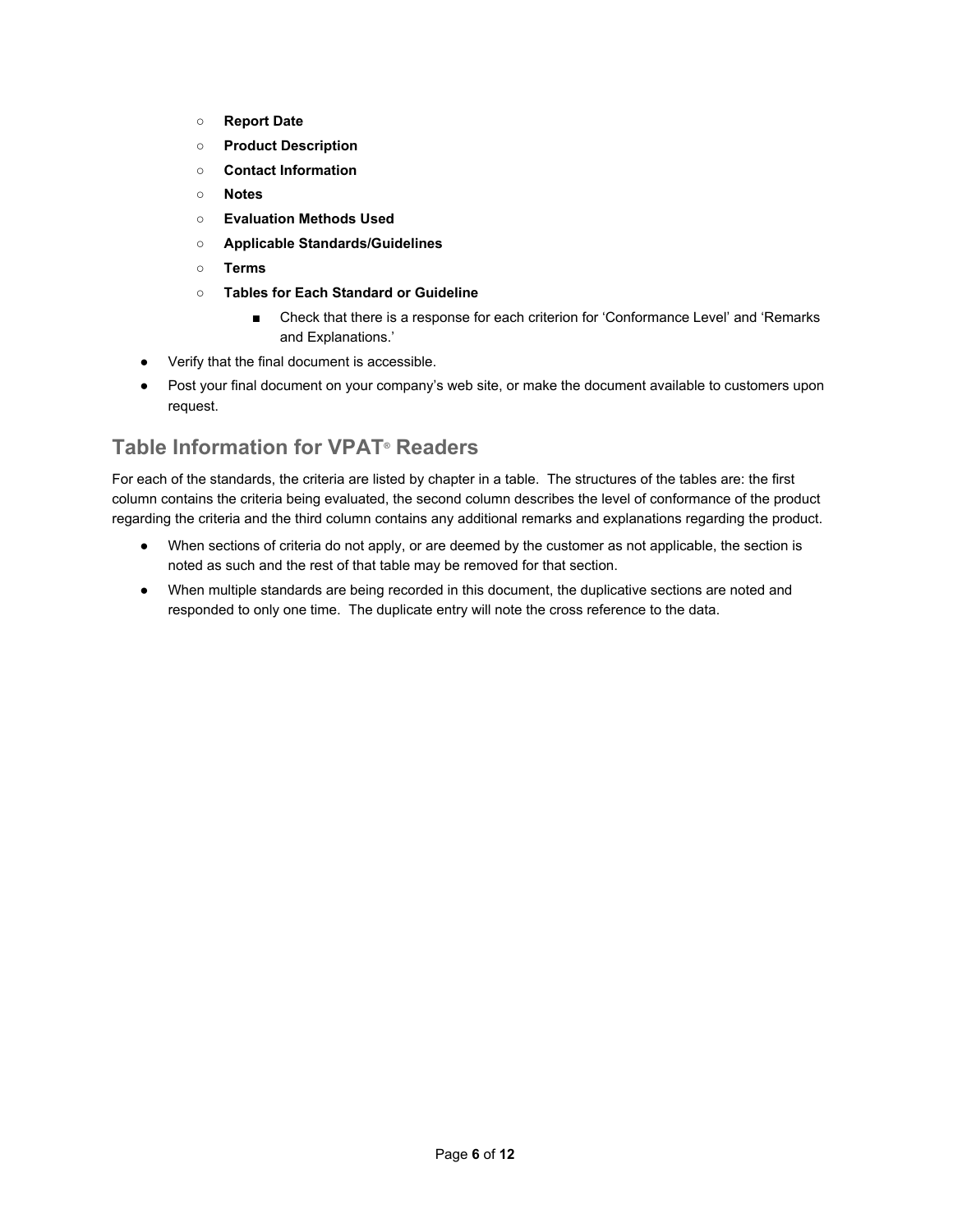- **Report Date**
- **Product Description**
- **Contact Information**
- **Notes**
- **Evaluation Methods Used**
- **Applicable Standards/Guidelines**
- **Terms**
- **Tables for Each Standard or Guideline**
  - Check that there is a response for each criterion for 'Conformance Level' and 'Remarks and Explanations.'

- Verify that the final document is accessible.
- Post your final document on your company's web site, or make the document available to customers upon request.

## Table Information for VPAT® Readers

For each of the standards, the criteria are listed by chapter in a table. The structures of the tables are: the first column contains the criteria being evaluated, the second column describes the level of conformance of the product regarding the criteria and the third column contains any additional remarks and explanations regarding the product.

- When sections of criteria do not apply, or are deemed by the customer as not applicable, the section is noted as such and the rest of that table may be removed for that section.
- When multiple standards are being recorded in this document, the duplicative sections are noted and responded to only one time. The duplicate entry will note the cross reference to the data.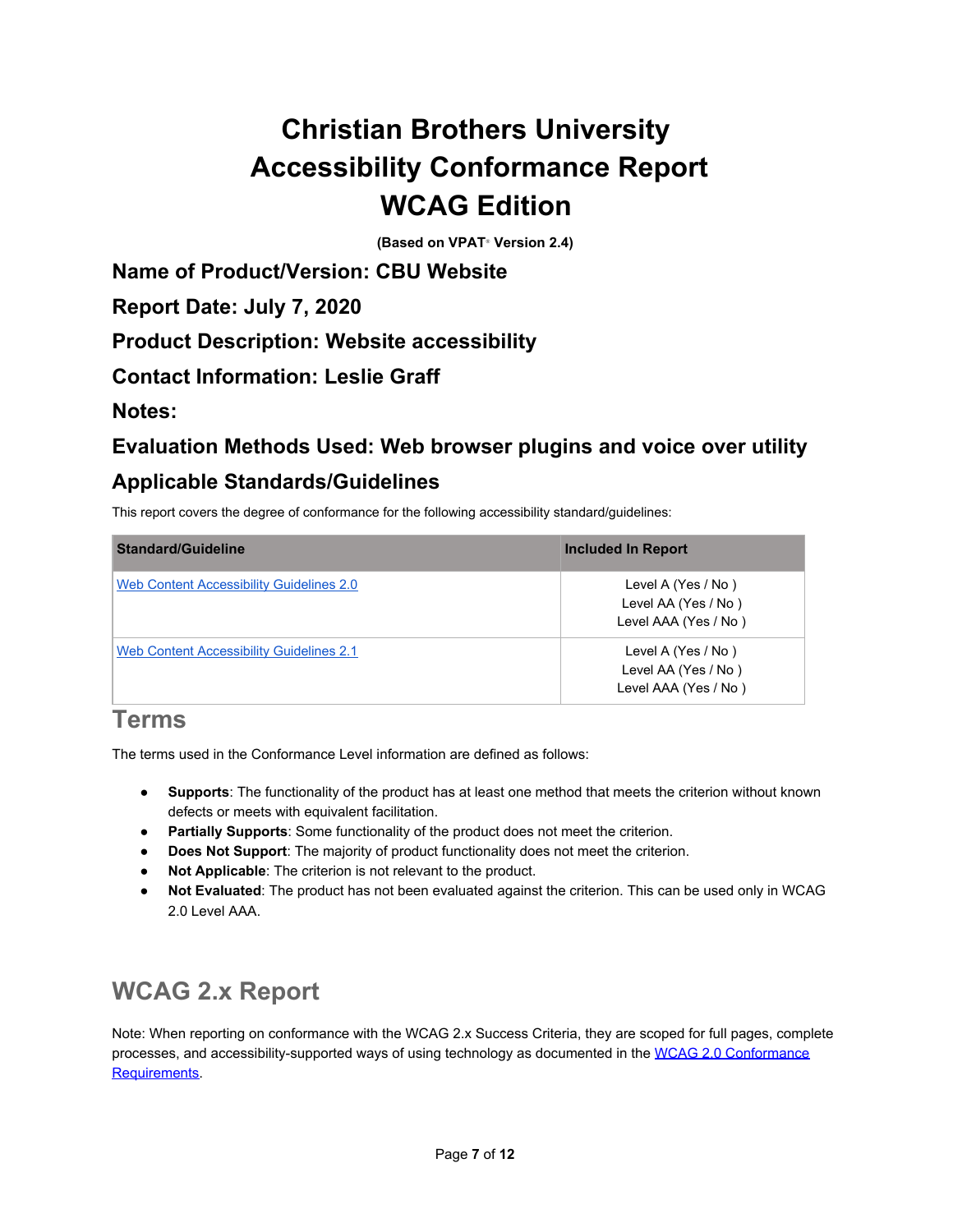# Christian Brothers University Accessibility Conformance Report WCAG Edition

**(Based on VPAT® Version 2.4)**

## Name of Product/Version: CBU Website

## Report Date: July 7, 2020

## Product Description: Website accessibility

## Contact Information: Leslie Graff

## Notes:

## Evaluation Methods Used: Web browser plugins and voice over utility

## Applicable Standards/Guidelines

This report covers the degree of conformance for the following accessibility standard/guidelines:

| Standard/Guideline | Included In Report |
| --- | --- |
| [Web Content Accessibility Guidelines 2.0](#) | Level A (Yes / No )<br>Level AA (Yes / No )<br>Level AAA (Yes / No ) |
| [Web Content Accessibility Guidelines 2.1](#) | Level A (Yes / No )<br>Level AA (Yes / No )<br>Level AAA (Yes / No ) |

## Terms

The terms used in the Conformance Level information are defined as follows:

- **Supports**: The functionality of the product has at least one method that meets the criterion without known defects or meets with equivalent facilitation.
- **Partially Supports**: Some functionality of the product does not meet the criterion.
- **Does Not Support**: The majority of product functionality does not meet the criterion.
- **Not Applicable**: The criterion is not relevant to the product.
- **Not Evaluated**: The product has not been evaluated against the criterion. This can be used only in WCAG 2.0 Level AAA.

## WCAG 2.x Report

Note: When reporting on conformance with the WCAG 2.x Success Criteria, they are scoped for full pages, complete processes, and accessibility-supported ways of using technology as documented in the [WCAG 2.0 Conformance Requirements](#).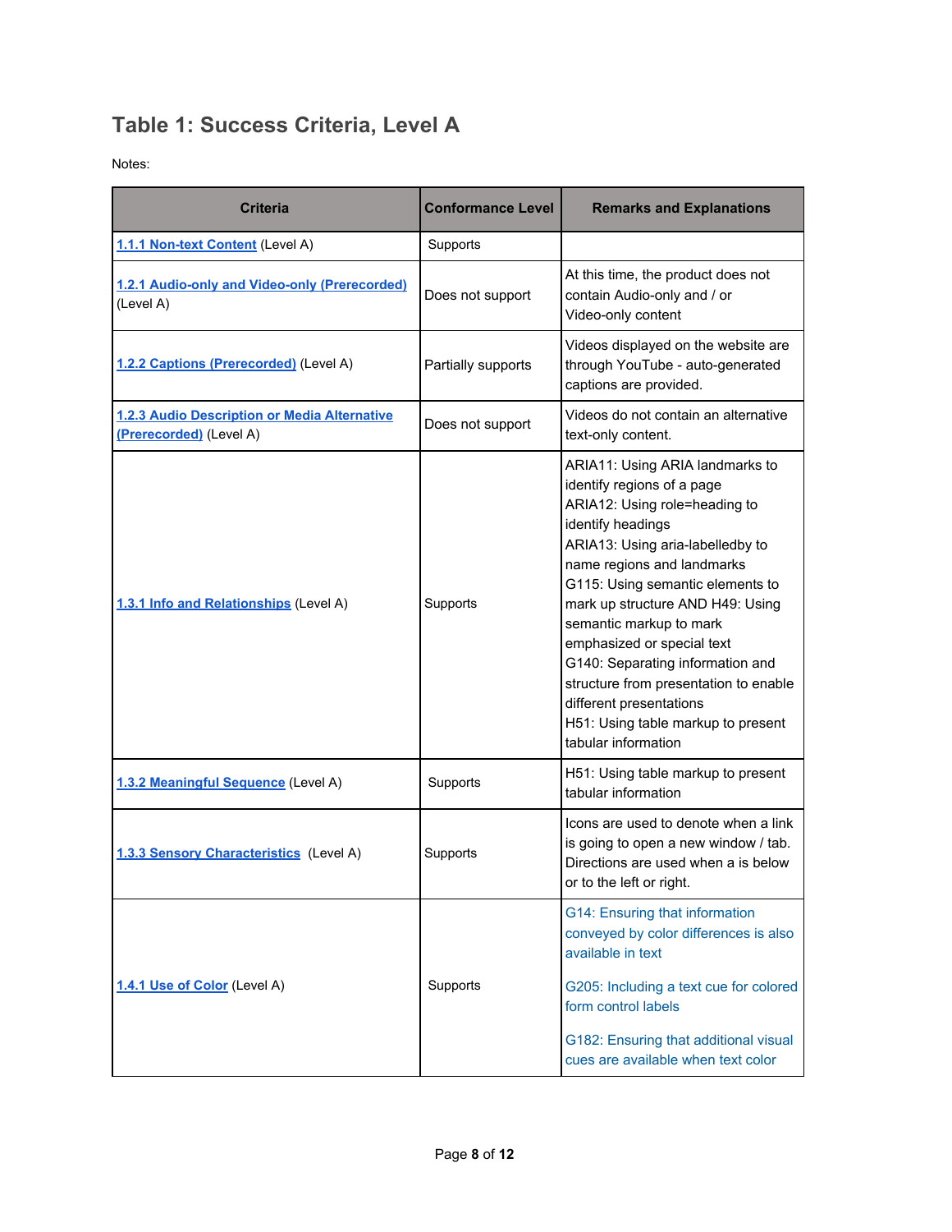## Table 1: Success Criteria, Level A

Notes:

| Criteria | Conformance Level | Remarks and Explanations |
|---|---|---|
| 1.1.1 Non-text Content (Level A) | Supports | |
| 1.2.1 Audio-only and Video-only (Prerecorded) (Level A) | Does not support | At this time, the product does not contain Audio-only and / or Video-only content |
| 1.2.2 Captions (Prerecorded) (Level A) | Partially supports | Videos displayed on the website are through YouTube - auto-generated captions are provided. |
| 1.2.3 Audio Description or Media Alternative (Prerecorded) (Level A) | Does not support | Videos do not contain an alternative text-only content. |
| 1.3.1 Info and Relationships (Level A) | Supports | ARIA11: Using ARIA landmarks to identify regions of a page<br>ARIA12: Using role=heading to identify headings<br>ARIA13: Using aria-labelledby to name regions and landmarks<br>G115: Using semantic elements to mark up structure AND H49: Using semantic markup to mark emphasized or special text<br>G140: Separating information and structure from presentation to enable different presentations<br>H51: Using table markup to present tabular information |
| 1.3.2 Meaningful Sequence (Level A) | Supports | H51: Using table markup to present tabular information |
| 1.3.3 Sensory Characteristics (Level A) | Supports | Icons are used to denote when a link is going to open a new window / tab. Directions are used when a is below or to the left or right. |
| 1.4.1 Use of Color (Level A) | Supports | G14: Ensuring that information conveyed by color differences is also available in text<br><br>G205: Including a text cue for colored form control labels<br><br>G182: Ensuring that additional visual cues are available when text color |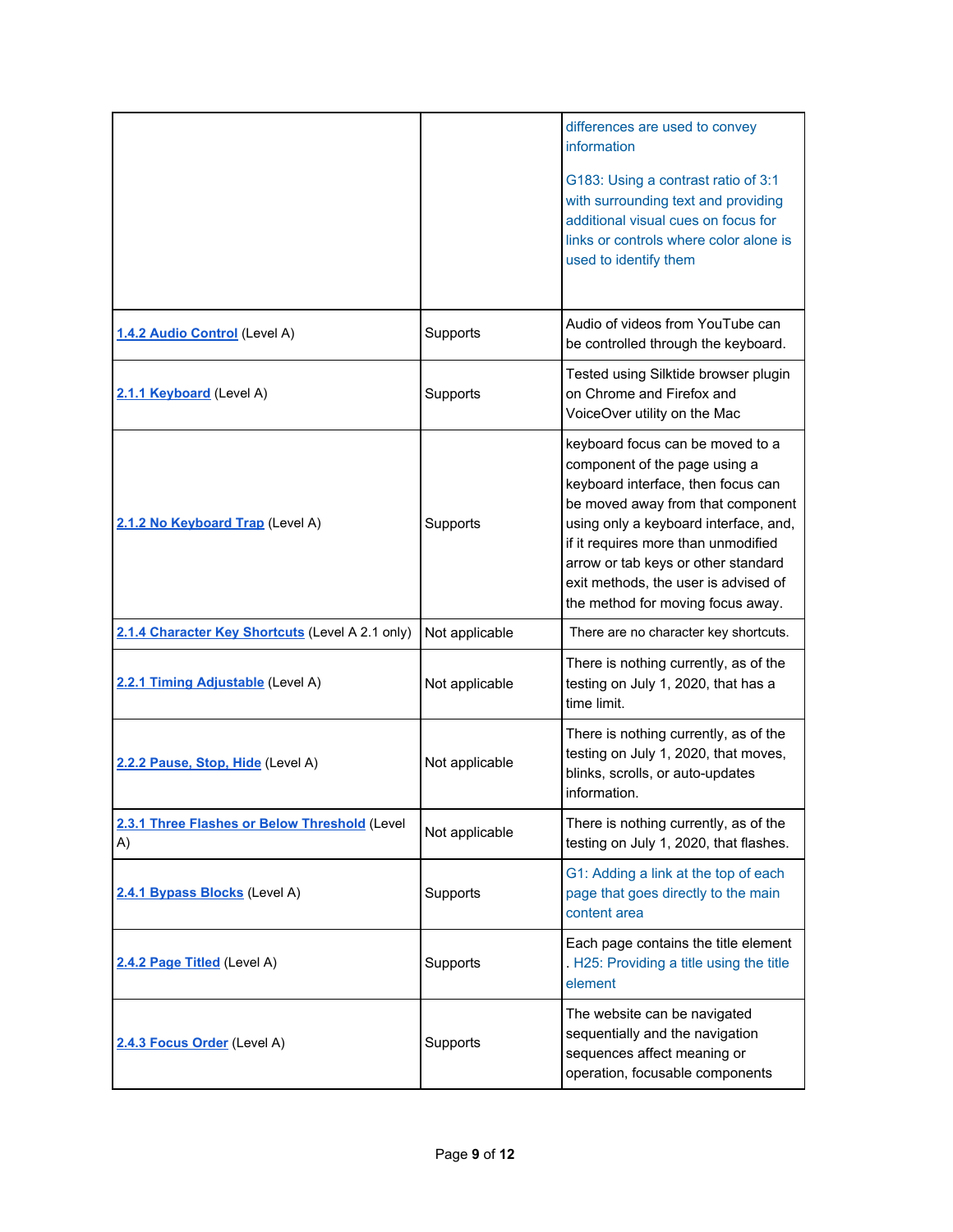| | | |
|---|---|---|
| | | differences are used to convey information<br><br>G183: Using a contrast ratio of 3:1 with surrounding text and providing additional visual cues on focus for links or controls where color alone is used to identify them |
| **1.4.2 Audio Control** (Level A) | Supports | Audio of videos from YouTube can be controlled through the keyboard. |
| **2.1.1 Keyboard** (Level A) | Supports | Tested using Silktide browser plugin on Chrome and Firefox and VoiceOver utility on the Mac |
| **2.1.2 No Keyboard Trap** (Level A) | Supports | keyboard focus can be moved to a component of the page using a keyboard interface, then focus can be moved away from that component using only a keyboard interface, and, if it requires more than unmodified arrow or tab keys or other standard exit methods, the user is advised of the method for moving focus away. |
| **2.1.4 Character Key Shortcuts** (Level A 2.1 only) | Not applicable | There are no character key shortcuts. |
| **2.2.1 Timing Adjustable** (Level A) | Not applicable | There is nothing currently, as of the testing on July 1, 2020, that has a time limit. |
| **2.2.2 Pause, Stop, Hide** (Level A) | Not applicable | There is nothing currently, as of the testing on July 1, 2020, that moves, blinks, scrolls, or auto-updates information. |
| **2.3.1 Three Flashes or Below Threshold** (Level A) | Not applicable | There is nothing currently, as of the testing on July 1, 2020, that flashes. |
| **2.4.1 Bypass Blocks** (Level A) | Supports | G1: Adding a link at the top of each page that goes directly to the main content area |
| **2.4.2 Page Titled** (Level A) | Supports | Each page contains the title element . H25: Providing a title using the title element |
| **2.4.3 Focus Order** (Level A) | Supports | The website can be navigated sequentially and the navigation sequences affect meaning or operation, focusable components |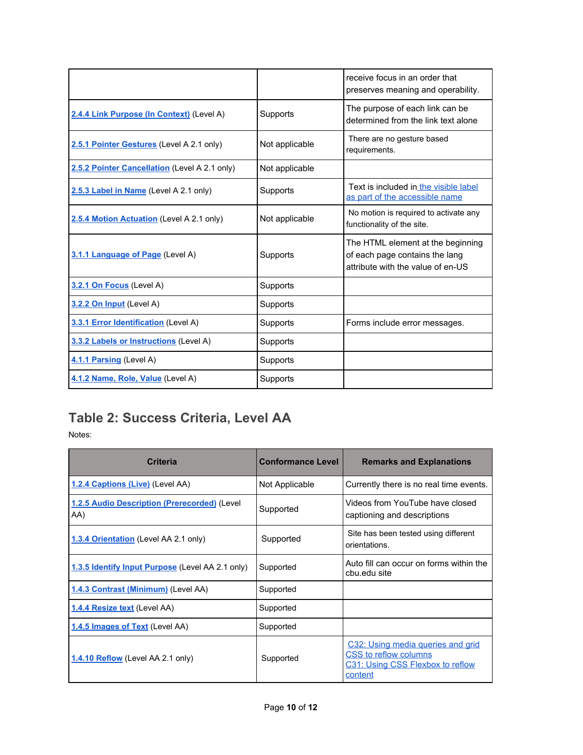| | | |
|---|---|---|
| | | receive focus in an order that preserves meaning and operability. |
| [2.4.4 Link Purpose (In Context)] (Level A) | Supports | The purpose of each link can be determined from the link text alone |
| [2.5.1 Pointer Gestures] (Level A 2.1 only) | Not applicable | There are no gesture based requirements. |
| [2.5.2 Pointer Cancellation] (Level A 2.1 only) | Not applicable | |
| [2.5.3 Label in Name] (Level A 2.1 only) | Supports | Text is included in the visible label as part of the accessible name |
| [2.5.4 Motion Actuation] (Level A 2.1 only) | Not applicable | No motion is required to activate any functionality of the site. |
| [3.1.1 Language of Page] (Level A) | Supports | The HTML element at the beginning of each page contains the lang attribute with the value of en-US |
| [3.2.1 On Focus] (Level A) | Supports | |
| [3.2.2 On Input] (Level A) | Supports | |
| [3.3.1 Error Identification] (Level A) | Supports | Forms include error messages. |
| [3.3.2 Labels or Instructions] (Level A) | Supports | |
| [4.1.1 Parsing] (Level A) | Supports | |
| [4.1.2 Name, Role, Value] (Level A) | Supports | |

## Table 2: Success Criteria, Level AA

Notes:

| Criteria | Conformance Level | Remarks and Explanations |
|---|---|---|
| [1.2.4 Captions (Live)] (Level AA) | Not Applicable | Currently there is no real time events. |
| [1.2.5 Audio Description (Prerecorded)] (Level AA) | Supported | Videos from YouTube have closed captioning and descriptions |
| [1.3.4 Orientation] (Level AA 2.1 only) | Supported | Site has been tested using different orientations. |
| [1.3.5 Identify Input Purpose] (Level AA 2.1 only) | Supported | Auto fill can occur on forms within the cbu.edu site |
| [1.4.3 Contrast (Minimum)] (Level AA) | Supported | |
| [1.4.4 Resize text] (Level AA) | Supported | |
| [1.4.5 Images of Text] (Level AA) | Supported | |
| [1.4.10 Reflow] (Level AA 2.1 only) | Supported | C32: Using media queries and grid CSS to reflow columns<br>C31: Using CSS Flexbox to reflow content |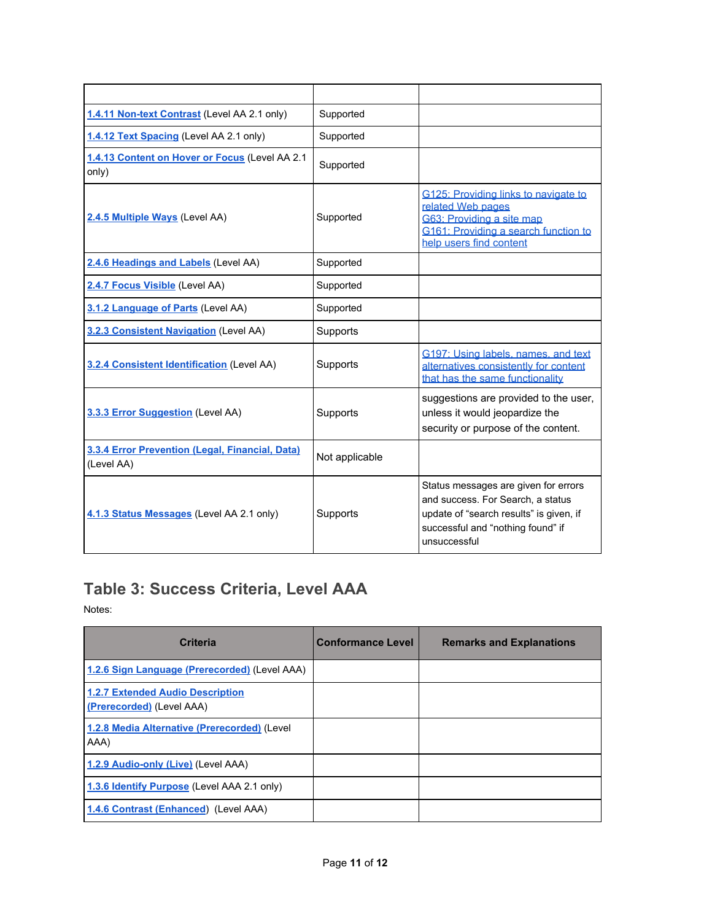| | | |
|---|---|---|
| **1.4.11 Non-text Contrast** (Level AA 2.1 only) | Supported | |
| **1.4.12 Text Spacing** (Level AA 2.1 only) | Supported | |
| **1.4.13 Content on Hover or Focus** (Level AA 2.1 only) | Supported | |
| **2.4.5 Multiple Ways** (Level AA) | Supported | G125: Providing links to navigate to related Web pages<br>G63: Providing a site map<br>G161: Providing a search function to help users find content |
| **2.4.6 Headings and Labels** (Level AA) | Supported | |
| **2.4.7 Focus Visible** (Level AA) | Supported | |
| **3.1.2 Language of Parts** (Level AA) | Supported | |
| **3.2.3 Consistent Navigation** (Level AA) | Supports | |
| **3.2.4 Consistent Identification** (Level AA) | Supports | G197: Using labels, names, and text alternatives consistently for content that has the same functionality |
| **3.3.3 Error Suggestion** (Level AA) | Supports | suggestions are provided to the user, unless it would jeopardize the security or purpose of the content. |
| **3.3.4 Error Prevention (Legal, Financial, Data)** (Level AA) | Not applicable | |
| **4.1.3 Status Messages** (Level AA 2.1 only) | Supports | Status messages are given for errors and success. For Search, a status update of “search results” is given, if successful and “nothing found” if unsuccessful |

## Table 3: Success Criteria, Level AAA

Notes:

| Criteria | Conformance Level | Remarks and Explanations |
|---|---|---|
| **1.2.6 Sign Language (Prerecorded)** (Level AAA) | | |
| **1.2.7 Extended Audio Description (Prerecorded)** (Level AAA) | | |
| **1.2.8 Media Alternative (Prerecorded)** (Level AAA) | | |
| **1.2.9 Audio-only (Live)** (Level AAA) | | |
| **1.3.6 Identify Purpose** (Level AAA 2.1 only) | | |
| **1.4.6 Contrast (Enhanced)** (Level AAA) | | |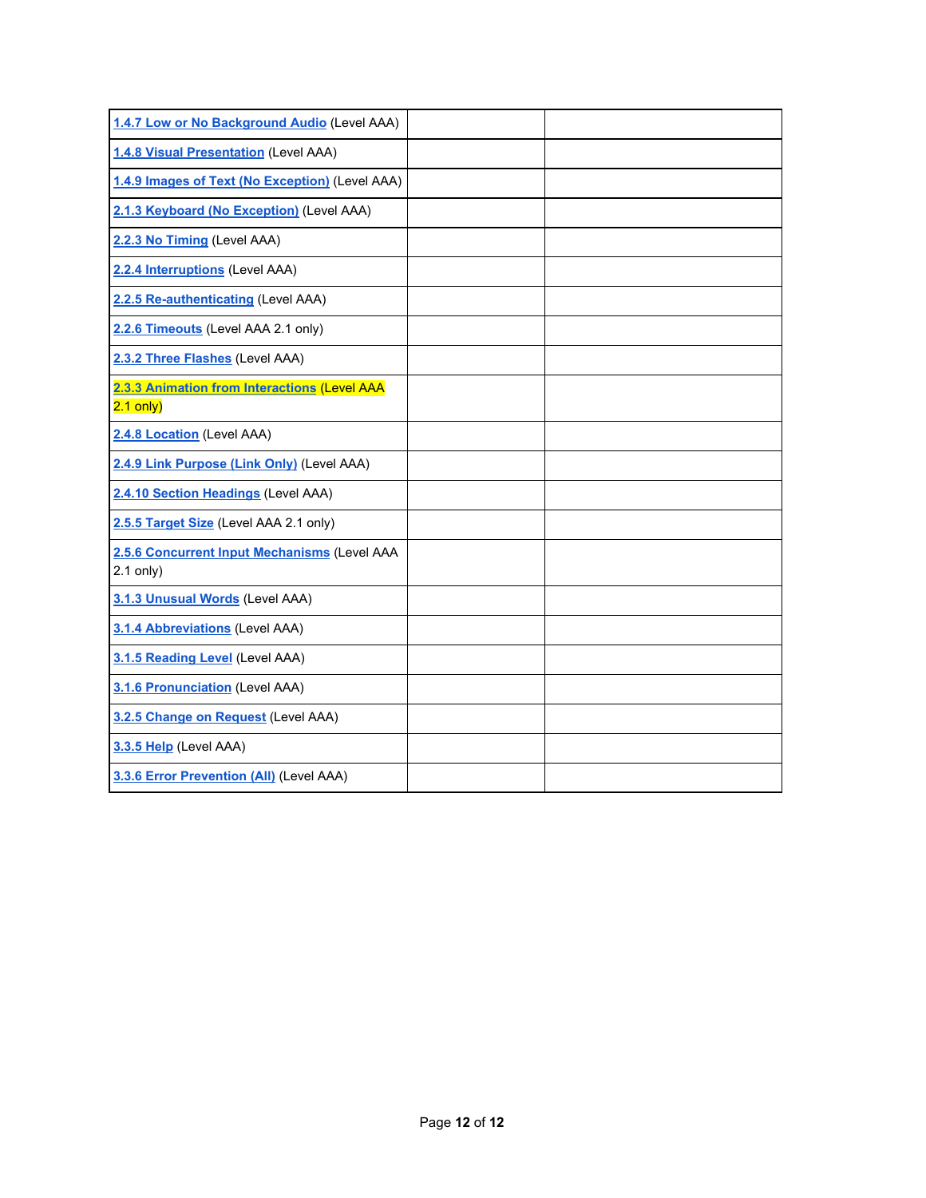| | | |
|---|---|---|
| 1.4.7 Low or No Background Audio (Level AAA) | | |
| 1.4.8 Visual Presentation (Level AAA) | | |
| 1.4.9 Images of Text (No Exception) (Level AAA) | | |
| 2.1.3 Keyboard (No Exception) (Level AAA) | | |
| 2.2.3 No Timing (Level AAA) | | |
| 2.2.4 Interruptions (Level AAA) | | |
| 2.2.5 Re-authenticating (Level AAA) | | |
| 2.2.6 Timeouts (Level AAA 2.1 only) | | |
| 2.3.2 Three Flashes (Level AAA) | | |
| 2.3.3 Animation from Interactions (Level AAA 2.1 only) | | |
| 2.4.8 Location (Level AAA) | | |
| 2.4.9 Link Purpose (Link Only) (Level AAA) | | |
| 2.4.10 Section Headings (Level AAA) | | |
| 2.5.5 Target Size (Level AAA 2.1 only) | | |
| 2.5.6 Concurrent Input Mechanisms (Level AAA 2.1 only) | | |
| 3.1.3 Unusual Words (Level AAA) | | |
| 3.1.4 Abbreviations (Level AAA) | | |
| 3.1.5 Reading Level (Level AAA) | | |
| 3.1.6 Pronunciation (Level AAA) | | |
| 3.2.5 Change on Request (Level AAA) | | |
| 3.3.5 Help (Level AAA) | | |
| 3.3.6 Error Prevention (All) (Level AAA) | | |